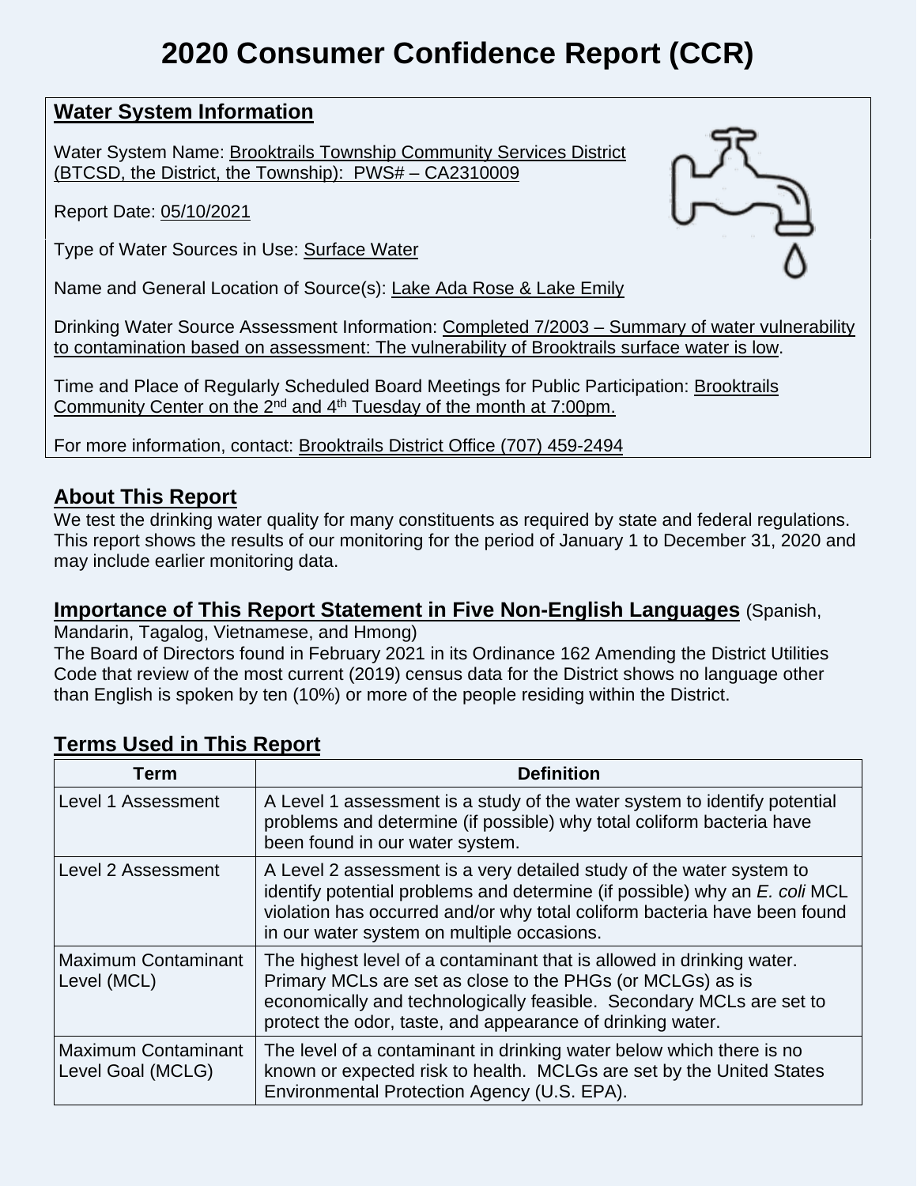# 2020 Consumer Confidence Report (CCR)

## Water System Information

Water System Name: Brooktrails Township Community Services District (BTCSD, the District, the Township): PWS# – CA2310009

Report Date: 05/10/2021

Type of Water Sources in Use: Surface Water

Name and General Location of Source(s): Lake Ada Rose & Lake Emily

Drinking Water Source Assessment Information: Completed 7/2003 – Summary of water vulnerability to contamination based on assessment: The vulnerability of Brooktrails surface water is low.

Time and Place of Regularly Scheduled Board Meetings for Public Participation: Brooktrails Community Center on the 2nd and 4th Tuesday of the month at 7:00pm.

For more information, contact: Brooktrails District Office (707) 459-2494

## About This Report

We test the drinking water quality for many constituents as required by state and federal regulations. This report shows the results of our monitoring for the period of January 1 to December 31, 2020 and may include earlier monitoring data.

## Importance of This Report Statement in Five Non-English Languages (Spanish, Mandarin, Tagalog, Vietnamese, and Hmong)

The Board of Directors found in February 2021 in its Ordinance 162 Amending the District Utilities Code that review of the most current (2019) census data for the District shows no language other than English is spoken by ten (10%) or more of the people residing within the District.

## Terms Used in This Report

| Term | Definition |
| --- | --- |
| Level 1 Assessment | A Level 1 assessment is a study of the water system to identify potential problems and determine (if possible) why total coliform bacteria have been found in our water system. |
| Level 2 Assessment | A Level 2 assessment is a very detailed study of the water system to identify potential problems and determine (if possible) why an *E. coli* MCL violation has occurred and/or why total coliform bacteria have been found in our water system on multiple occasions. |
| Maximum Contaminant Level (MCL) | The highest level of a contaminant that is allowed in drinking water. Primary MCLs are set as close to the PHGs (or MCLGs) as is economically and technologically feasible. Secondary MCLs are set to protect the odor, taste, and appearance of drinking water. |
| Maximum Contaminant Level Goal (MCLG) | The level of a contaminant in drinking water below which there is no known or expected risk to health. MCLGs are set by the United States Environmental Protection Agency (U.S. EPA). |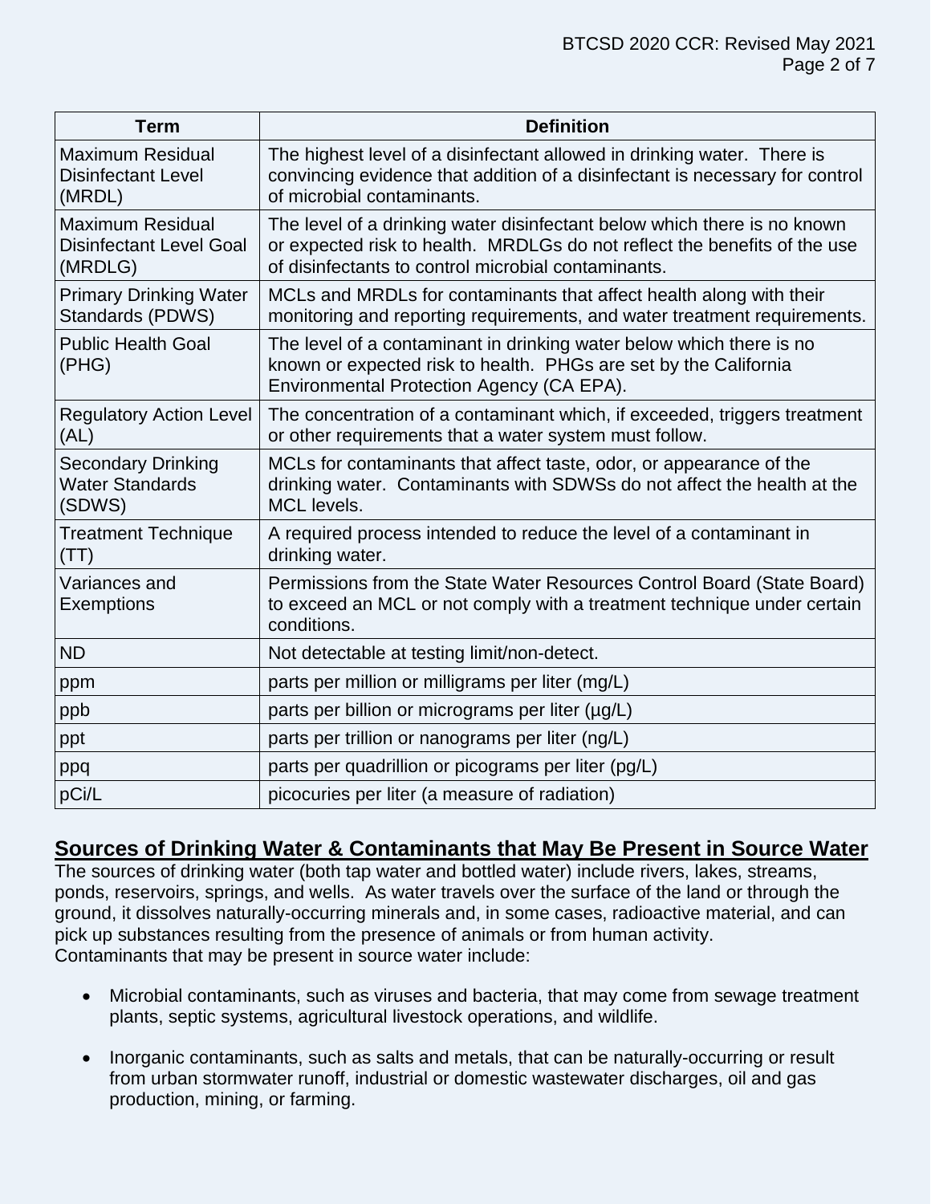| Term | Definition |
| --- | --- |
| Maximum Residual Disinfectant Level (MRDL) | The highest level of a disinfectant allowed in drinking water. There is convincing evidence that addition of a disinfectant is necessary for control of microbial contaminants. |
| Maximum Residual Disinfectant Level Goal (MRDLG) | The level of a drinking water disinfectant below which there is no known or expected risk to health. MRDLGs do not reflect the benefits of the use of disinfectants to control microbial contaminants. |
| Primary Drinking Water Standards (PDWS) | MCLs and MRDLs for contaminants that affect health along with their monitoring and reporting requirements, and water treatment requirements. |
| Public Health Goal (PHG) | The level of a contaminant in drinking water below which there is no known or expected risk to health. PHGs are set by the California Environmental Protection Agency (CA EPA). |
| Regulatory Action Level (AL) | The concentration of a contaminant which, if exceeded, triggers treatment or other requirements that a water system must follow. |
| Secondary Drinking Water Standards (SDWS) | MCLs for contaminants that affect taste, odor, or appearance of the drinking water. Contaminants with SDWSs do not affect the health at the MCL levels. |
| Treatment Technique (TT) | A required process intended to reduce the level of a contaminant in drinking water. |
| Variances and Exemptions | Permissions from the State Water Resources Control Board (State Board) to exceed an MCL or not comply with a treatment technique under certain conditions. |
| ND | Not detectable at testing limit/non-detect. |
| ppm | parts per million or milligrams per liter (mg/L) |
| ppb | parts per billion or micrograms per liter (µg/L) |
| ppt | parts per trillion or nanograms per liter (ng/L) |
| ppq | parts per quadrillion or picograms per liter (pg/L) |
| pCi/L | picocuries per liter (a measure of radiation) |

## Sources of Drinking Water & Contaminants that May Be Present in Source Water

The sources of drinking water (both tap water and bottled water) include rivers, lakes, streams, ponds, reservoirs, springs, and wells. As water travels over the surface of the land or through the ground, it dissolves naturally-occurring minerals and, in some cases, radioactive material, and can pick up substances resulting from the presence of animals or from human activity.
Contaminants that may be present in source water include:

- Microbial contaminants, such as viruses and bacteria, that may come from sewage treatment plants, septic systems, agricultural livestock operations, and wildlife.
- Inorganic contaminants, such as salts and metals, that can be naturally-occurring or result from urban stormwater runoff, industrial or domestic wastewater discharges, oil and gas production, mining, or farming.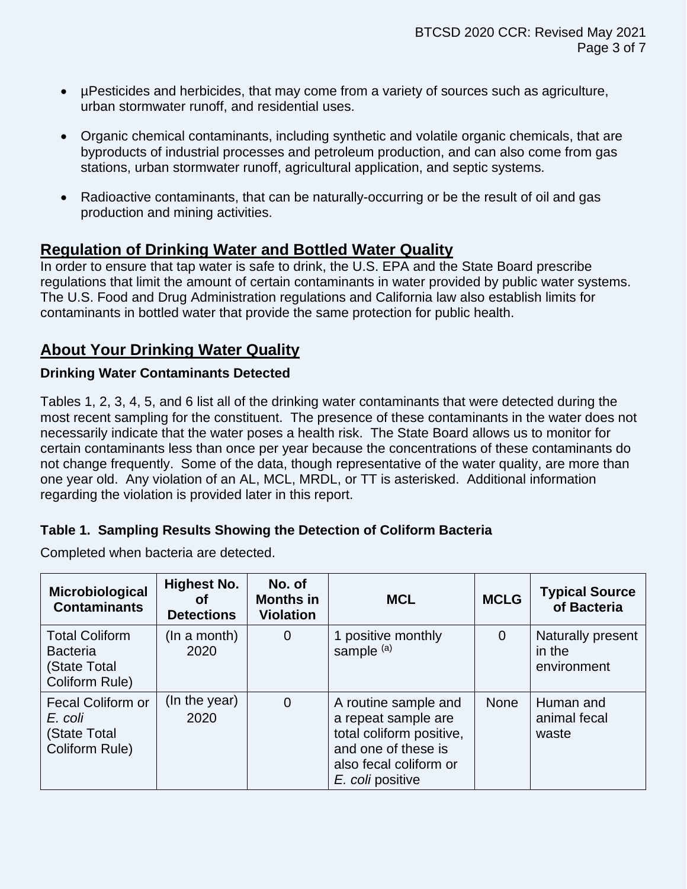- µPesticides and herbicides, that may come from a variety of sources such as agriculture, urban stormwater runoff, and residential uses.

- Organic chemical contaminants, including synthetic and volatile organic chemicals, that are byproducts of industrial processes and petroleum production, and can also come from gas stations, urban stormwater runoff, agricultural application, and septic systems.

- Radioactive contaminants, that can be naturally-occurring or be the result of oil and gas production and mining activities.

## Regulation of Drinking Water and Bottled Water Quality

In order to ensure that tap water is safe to drink, the U.S. EPA and the State Board prescribe regulations that limit the amount of certain contaminants in water provided by public water systems. The U.S. Food and Drug Administration regulations and California law also establish limits for contaminants in bottled water that provide the same protection for public health.

## About Your Drinking Water Quality

### Drinking Water Contaminants Detected

Tables 1, 2, 3, 4, 5, and 6 list all of the drinking water contaminants that were detected during the most recent sampling for the constituent. The presence of these contaminants in the water does not necessarily indicate that the water poses a health risk. The State Board allows us to monitor for certain contaminants less than once per year because the concentrations of these contaminants do not change frequently. Some of the data, though representative of the water quality, are more than one year old. Any violation of an AL, MCL, MRDL, or TT is asterisked. Additional information regarding the violation is provided later in this report.

### Table 1. Sampling Results Showing the Detection of Coliform Bacteria

Completed when bacteria are detected.

| Microbiological Contaminants | Highest No. of Detections | No. of Months in Violation | MCL | MCLG | Typical Source of Bacteria |
|---|---|---|---|---|---|
| Total Coliform Bacteria (State Total Coliform Rule) | (In a month) 2020 | 0 | 1 positive monthly sample [(a)] | 0 | Naturally present in the environment |
| Fecal Coliform or *E. coli* (State Total Coliform Rule) | (In the year) 2020 | 0 | A routine sample and a repeat sample are total coliform positive, and one of these is also fecal coliform or *E. coli* positive | None | Human and animal fecal waste |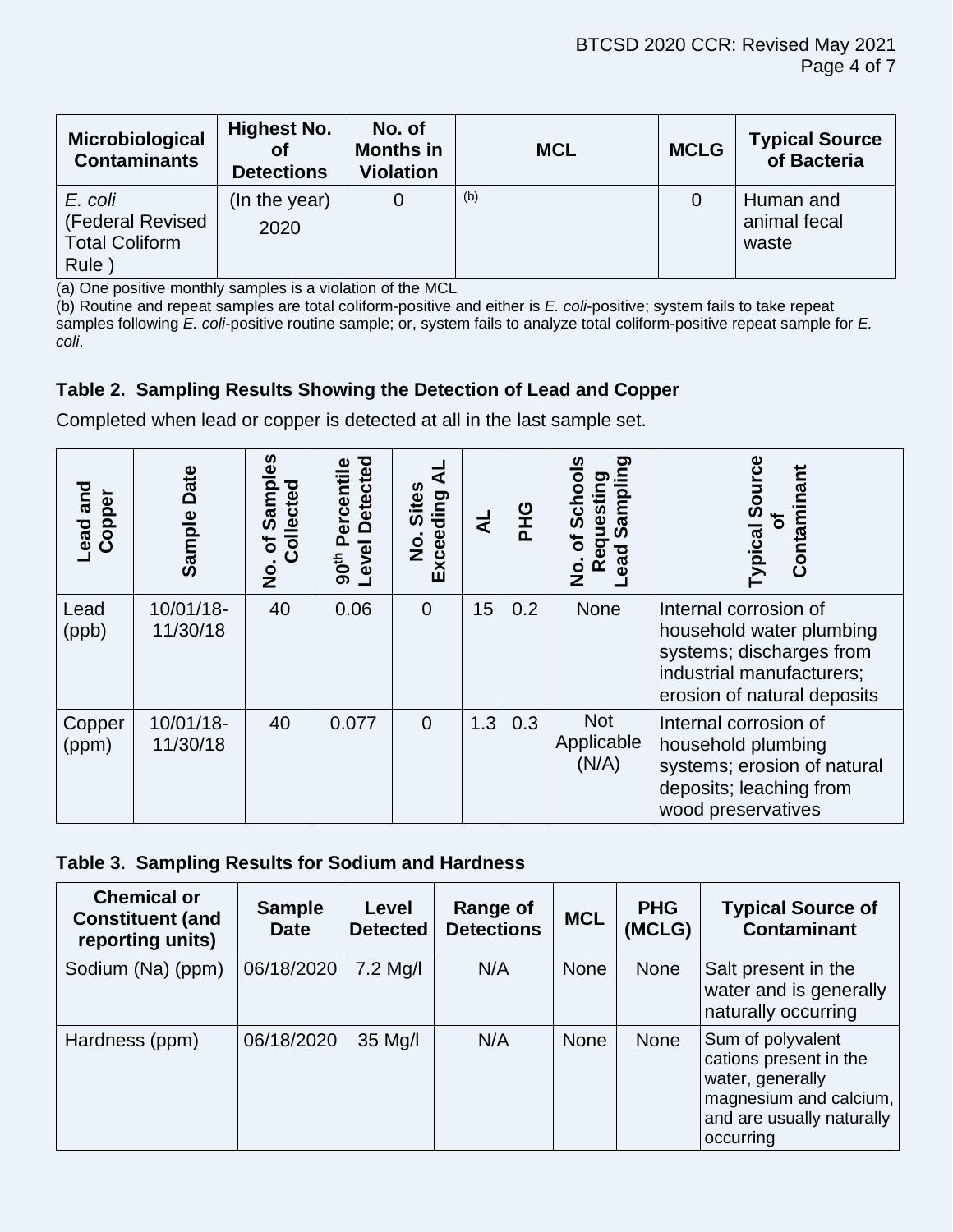| Microbiological Contaminants | Highest No. of Detections | No. of Months in Violation | MCL | MCLG | Typical Source of Bacteria |
| --- | --- | --- | --- | --- | --- |
| *E. coli* (Federal Revised Total Coliform Rule ) | (In the year) 2020 | 0 | (b) | 0 | Human and animal fecal waste |

(a) One positive monthly samples is a violation of the MCL

(b) Routine and repeat samples are total coliform-positive and either is *E. coli*-positive; system fails to take repeat samples following *E. coli*-positive routine sample; or, system fails to analyze total coliform-positive repeat sample for *E. coli*.

### Table 2. Sampling Results Showing the Detection of Lead and Copper

Completed when lead or copper is detected at all in the last sample set.

| Lead and Copper | Sample Date | No. of Samples Collected | 90th Percentile Level Detected | No. Sites Exceeding AL | AL | PHG | No. of Schools Requesting Lead Sampling | Typical Source of Contaminant |
| --- | --- | --- | --- | --- | --- | --- | --- | --- |
| Lead (ppb) | 10/01/18-11/30/18 | 40 | 0.06 | 0 | 15 | 0.2 | None | Internal corrosion of household water plumbing systems; discharges from industrial manufacturers; erosion of natural deposits |
| Copper (ppm) | 10/01/18-11/30/18 | 40 | 0.077 | 0 | 1.3 | 0.3 | Not Applicable (N/A) | Internal corrosion of household plumbing systems; erosion of natural deposits; leaching from wood preservatives |

### Table 3. Sampling Results for Sodium and Hardness

| Chemical or Constituent (and reporting units) | Sample Date | Level Detected | Range of Detections | MCL | PHG (MCLG) | Typical Source of Contaminant |
| --- | --- | --- | --- | --- | --- | --- |
| Sodium (Na) (ppm) | 06/18/2020 | 7.2 Mg/l | N/A | None | None | Salt present in the water and is generally naturally occurring |
| Hardness (ppm) | 06/18/2020 | 35 Mg/l | N/A | None | None | Sum of polyvalent cations present in the water, generally magnesium and calcium, and are usually naturally occurring |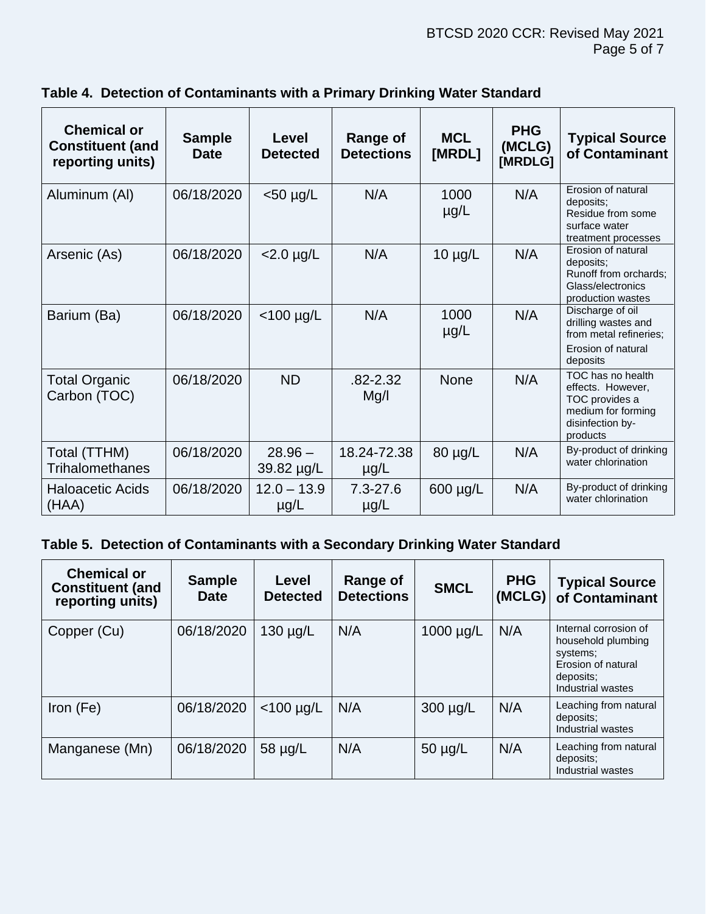**Table 4. Detection of Contaminants with a Primary Drinking Water Standard**

| Chemical or Constituent (and reporting units) | Sample Date | Level Detected | Range of Detections | MCL [MRDL] | PHG (MCLG) [MRDLG] | Typical Source of Contaminant |
|---|---|---|---|---|---|---|
| Aluminum (Al) | 06/18/2020 | <50 µg/L | N/A | 1000 µg/L | N/A | Erosion of natural deposits; Residue from some surface water treatment processes |
| Arsenic (As) | 06/18/2020 | <2.0 µg/L | N/A | 10 µg/L | N/A | Erosion of natural deposits; Runoff from orchards; Glass/electronics production wastes |
| Barium (Ba) | 06/18/2020 | <100 µg/L | N/A | 1000 µg/L | N/A | Discharge of oil drilling wastes and from metal refineries; Erosion of natural deposits |
| Total Organic Carbon (TOC) | 06/18/2020 | ND | .82-2.32 Mg/l | None | N/A | TOC has no health effects. However, TOC provides a medium for forming disinfection by-products |
| Total (TTHM) Trihalomethanes | 06/18/2020 | 28.96 – 39.82 µg/L | 18.24-72.38 µg/L | 80 µg/L | N/A | By-product of drinking water chlorination |
| Haloacetic Acids (HAA) | 06/18/2020 | 12.0 – 13.9 µg/L | 7.3-27.6 µg/L | 600 µg/L | N/A | By-product of drinking water chlorination |

**Table 5. Detection of Contaminants with a Secondary Drinking Water Standard**

| Chemical or Constituent (and reporting units) | Sample Date | Level Detected | Range of Detections | SMCL | PHG (MCLG) | Typical Source of Contaminant |
|---|---|---|---|---|---|---|
| Copper (Cu) | 06/18/2020 | 130 µg/L | N/A | 1000 µg/L | N/A | Internal corrosion of household plumbing systems; Erosion of natural deposits; Industrial wastes |
| Iron (Fe) | 06/18/2020 | <100 µg/L | N/A | 300 µg/L | N/A | Leaching from natural deposits; Industrial wastes |
| Manganese (Mn) | 06/18/2020 | 58 µg/L | N/A | 50 µg/L | N/A | Leaching from natural deposits; Industrial wastes |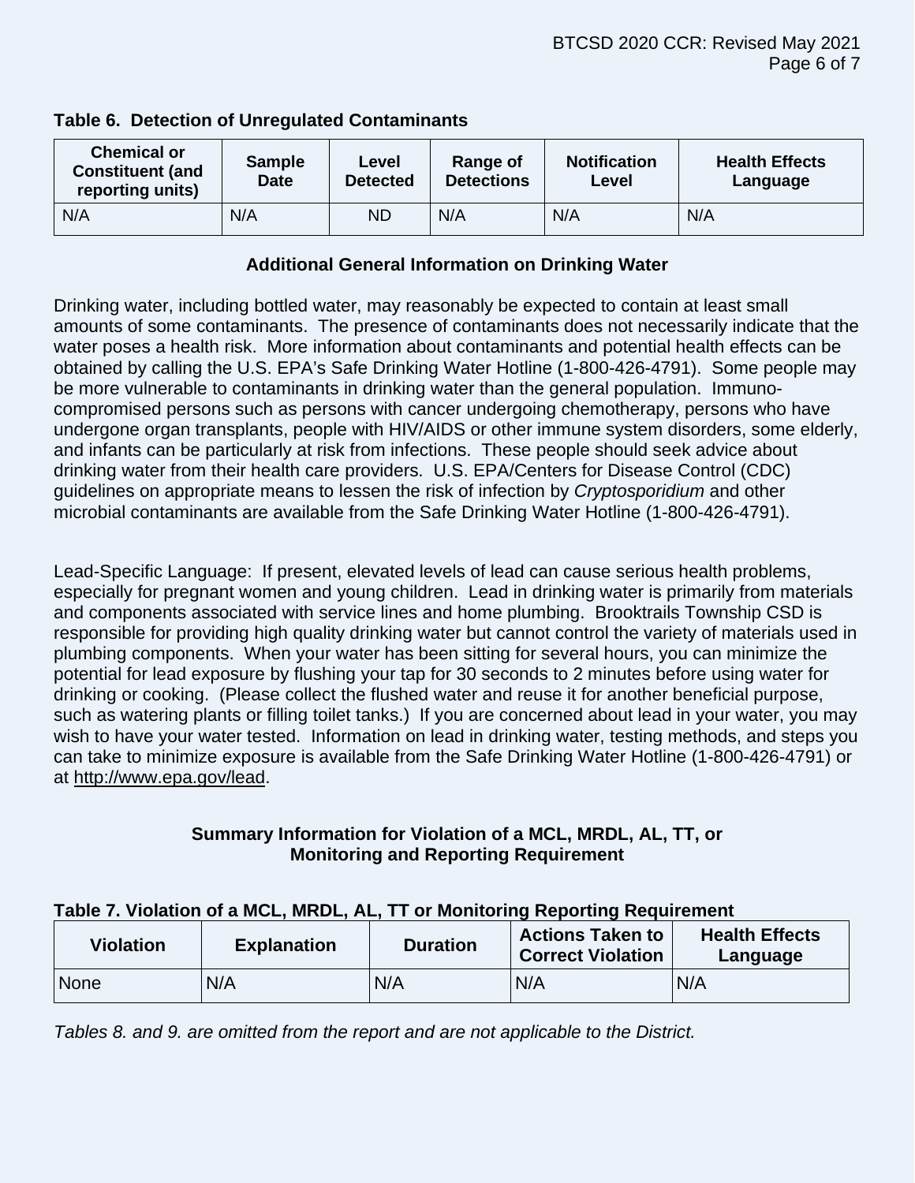**Table 6. Detection of Unregulated Contaminants**

| Chemical or Constituent (and reporting units) | Sample Date | Level Detected | Range of Detections | Notification Level | Health Effects Language |
|---|---|---|---|---|---|
| N/A | N/A | ND | N/A | N/A | N/A |

**Additional General Information on Drinking Water**

Drinking water, including bottled water, may reasonably be expected to contain at least small amounts of some contaminants. The presence of contaminants does not necessarily indicate that the water poses a health risk. More information about contaminants and potential health effects can be obtained by calling the U.S. EPA's Safe Drinking Water Hotline (1-800-426-4791). Some people may be more vulnerable to contaminants in drinking water than the general population. Immuno-compromised persons such as persons with cancer undergoing chemotherapy, persons who have undergone organ transplants, people with HIV/AIDS or other immune system disorders, some elderly, and infants can be particularly at risk from infections. These people should seek advice about drinking water from their health care providers. U.S. EPA/Centers for Disease Control (CDC) guidelines on appropriate means to lessen the risk of infection by *Cryptosporidium* and other microbial contaminants are available from the Safe Drinking Water Hotline (1-800-426-4791).

Lead-Specific Language: If present, elevated levels of lead can cause serious health problems, especially for pregnant women and young children. Lead in drinking water is primarily from materials and components associated with service lines and home plumbing. Brooktrails Township CSD is responsible for providing high quality drinking water but cannot control the variety of materials used in plumbing components. When your water has been sitting for several hours, you can minimize the potential for lead exposure by flushing your tap for 30 seconds to 2 minutes before using water for drinking or cooking. (Please collect the flushed water and reuse it for another beneficial purpose, such as watering plants or filling toilet tanks.) If you are concerned about lead in your water, you may wish to have your water tested. Information on lead in drinking water, testing methods, and steps you can take to minimize exposure is available from the Safe Drinking Water Hotline (1-800-426-4791) or at http://www.epa.gov/lead.

**Summary Information for Violation of a MCL, MRDL, AL, TT, or Monitoring and Reporting Requirement**

**Table 7. Violation of a MCL, MRDL, AL, TT or Monitoring Reporting Requirement**

| Violation | Explanation | Duration | Actions Taken to Correct Violation | Health Effects Language |
|---|---|---|---|---|
| None | N/A | N/A | N/A | N/A |

*Tables 8. and 9. are omitted from the report and are not applicable to the District.*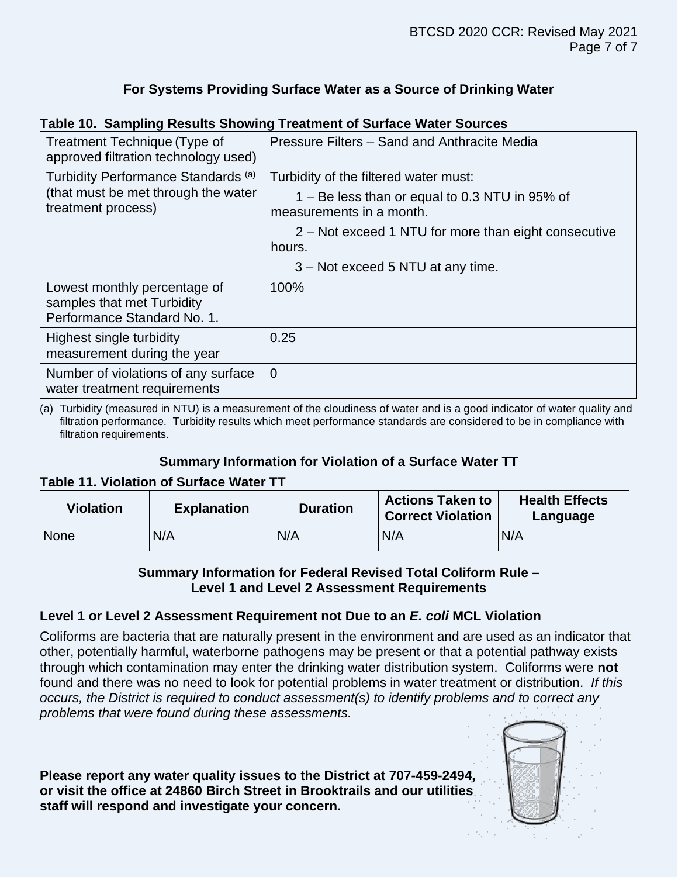## For Systems Providing Surface Water as a Source of Drinking Water

**Table 10. Sampling Results Showing Treatment of Surface Water Sources**

| | |
|---|---|
| Treatment Technique (Type of approved filtration technology used) | Pressure Filters – Sand and Anthracite Media |
| Turbidity Performance Standards [(a)] (that must be met through the water treatment process) | Turbidity of the filtered water must: 1 – Be less than or equal to 0.3 NTU in 95% of measurements in a month. 2 – Not exceed 1 NTU for more than eight consecutive hours. 3 – Not exceed 5 NTU at any time. |
| Lowest monthly percentage of samples that met Turbidity Performance Standard No. 1. | 100% |
| Highest single turbidity measurement during the year | 0.25 |
| Number of violations of any surface water treatment requirements | 0 |

(a) Turbidity (measured in NTU) is a measurement of the cloudiness of water and is a good indicator of water quality and filtration performance. Turbidity results which meet performance standards are considered to be in compliance with filtration requirements.

### Summary Information for Violation of a Surface Water TT

**Table 11. Violation of Surface Water TT**

| Violation | Explanation | Duration | Actions Taken to Correct Violation | Health Effects Language |
|---|---|---|---|---|
| None | N/A | N/A | N/A | N/A |

### Summary Information for Federal Revised Total Coliform Rule – Level 1 and Level 2 Assessment Requirements

#### Level 1 or Level 2 Assessment Requirement not Due to an *E. coli* MCL Violation

Coliforms are bacteria that are naturally present in the environment and are used as an indicator that other, potentially harmful, waterborne pathogens may be present or that a potential pathway exists through which contamination may enter the drinking water distribution system. Coliforms were **not** found and there was no need to look for potential problems in water treatment or distribution. *If this occurs, the District is required to conduct assessment(s) to identify problems and to correct any problems that were found during these assessments.*

**Please report any water quality issues to the District at 707-459-2494, or visit the office at 24860 Birch Street in Brooktrails and our utilities staff will respond and investigate your concern.**